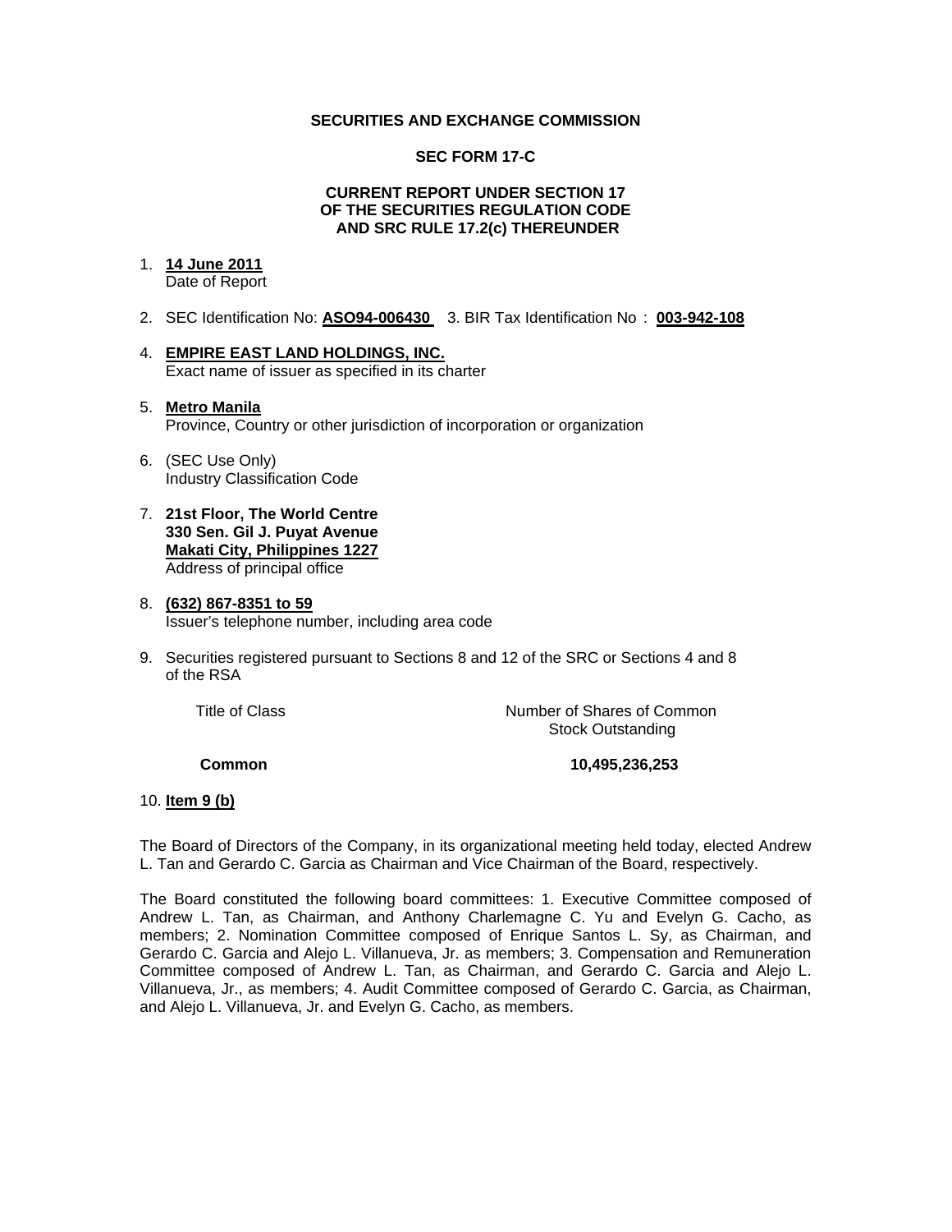**SECURITIES AND EXCHANGE COMMISSION**

**SEC FORM 17-C**

**CURRENT REPORT UNDER SECTION 17
OF THE SECURITIES REGULATION CODE
AND SRC RULE 17.2(c) THEREUNDER**

1. **14 June 2011**
   Date of Report

2. SEC Identification No: **ASO94-006430** 3. BIR Tax Identification No : **003-942-108**

4. **EMPIRE EAST LAND HOLDINGS, INC.**
   Exact name of issuer as specified in its charter

5. **Metro Manila**
   Province, Country or other jurisdiction of incorporation or organization

6. (SEC Use Only)
   Industry Classification Code

7. **21st Floor, The World Centre**
   **330 Sen. Gil J. Puyat Avenue**
   **Makati City, Philippines 1227**
   Address of principal office

8. **(632) 867-8351 to 59**
   Issuer's telephone number, including area code

9. Securities registered pursuant to Sections 8 and 12 of the SRC or Sections 4 and 8 of the RSA

| Title of Class | Number of Shares of Common Stock Outstanding |
|---|---|
| **Common** | **10,495,236,253** |

10. **Item 9 (b)**

The Board of Directors of the Company, in its organizational meeting held today, elected Andrew L. Tan and Gerardo C. Garcia as Chairman and Vice Chairman of the Board, respectively.

The Board constituted the following board committees: 1. Executive Committee composed of Andrew L. Tan, as Chairman, and Anthony Charlemagne C. Yu and Evelyn G. Cacho, as members; 2. Nomination Committee composed of Enrique Santos L. Sy, as Chairman, and Gerardo C. Garcia and Alejo L. Villanueva, Jr. as members; 3. Compensation and Remuneration Committee composed of Andrew L. Tan, as Chairman, and Gerardo C. Garcia and Alejo L. Villanueva, Jr., as members; 4. Audit Committee composed of Gerardo C. Garcia, as Chairman, and Alejo L. Villanueva, Jr. and Evelyn G. Cacho, as members.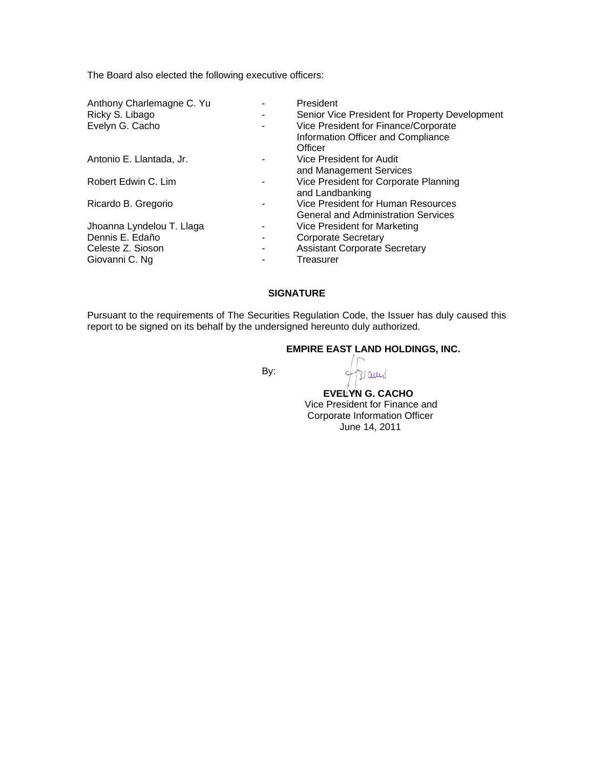The Board also elected the following executive officers:

| | | |
|---|---|---|
| Anthony Charlemagne C. Yu | - | President |
| Ricky S. Libago | - | Senior Vice President for Property Development |
| Evelyn G. Cacho | - | Vice President for Finance/Corporate Information Officer and Compliance Officer |
| Antonio E. Llantada, Jr. | - | Vice President for Audit and Management Services |
| Robert Edwin C. Lim | - | Vice President for Corporate Planning and Landbanking |
| Ricardo B. Gregorio | - | Vice President for Human Resources General and Administration Services |
| Jhoanna Lyndelou T. Llaga | - | Vice President for Marketing |
| Dennis E. Edaño | - | Corporate Secretary |
| Celeste Z. Sioson | - | Assistant Corporate Secretary |
| Giovanni C. Ng | - | Treasurer |

**SIGNATURE**

Pursuant to the requirements of The Securities Regulation Code, the Issuer has duly caused this report to be signed on its behalf by the undersigned hereunto duly authorized.

**EMPIRE EAST LAND HOLDINGS, INC.**

By:

**EVELYN G. CACHO**
Vice President for Finance and
Corporate Information Officer
June 14, 2011